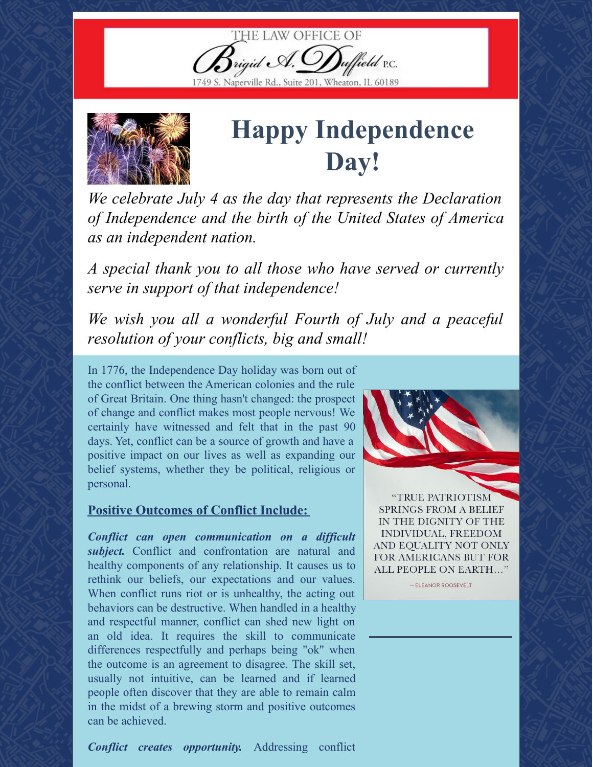THE LAW OFFICE OF

Brigid A. Duffield P.C.

1749 S. Naperville Rd., Suite 201, Wheaton, IL 60189

# Happy Independence Day!

*We celebrate July 4 as the day that represents the Declaration of Independence and the birth of the United States of America as an independent nation.*

*A special thank you to all those who have served or currently serve in support of that independence!*

*We wish you all a wonderful Fourth of July and a peaceful resolution of your conflicts, big and small!*

In 1776, the Independence Day holiday was born out of the conflict between the American colonies and the rule of Great Britain. One thing hasn't changed: the prospect of change and conflict makes most people nervous! We certainly have witnessed and felt that in the past 90 days. Yet, conflict can be a source of growth and have a positive impact on our lives as well as expanding our belief systems, whether they be political, religious or personal.

"TRUE PATRIOTISM SPRINGS FROM A BELIEF IN THE DIGNITY OF THE INDIVIDUAL, FREEDOM AND EQUALITY NOT ONLY FOR AMERICANS BUT FOR ALL PEOPLE ON EARTH..."

— ELEANOR ROOSEVELT

## Positive Outcomes of Conflict Include:

***Conflict can open communication on a difficult subject.*** Conflict and confrontation are natural and healthy components of any relationship. It causes us to rethink our beliefs, our expectations and our values. When conflict runs riot or is unhealthy, the acting out behaviors can be destructive. When handled in a healthy and respectful manner, conflict can shed new light on an old idea. It requires the skill to communicate differences respectfully and perhaps being "ok" when the outcome is an agreement to disagree. The skill set, usually not intuitive, can be learned and if learned people often discover that they are able to remain calm in the midst of a brewing storm and positive outcomes can be achieved.

***Conflict creates opportunity.*** Addressing conflict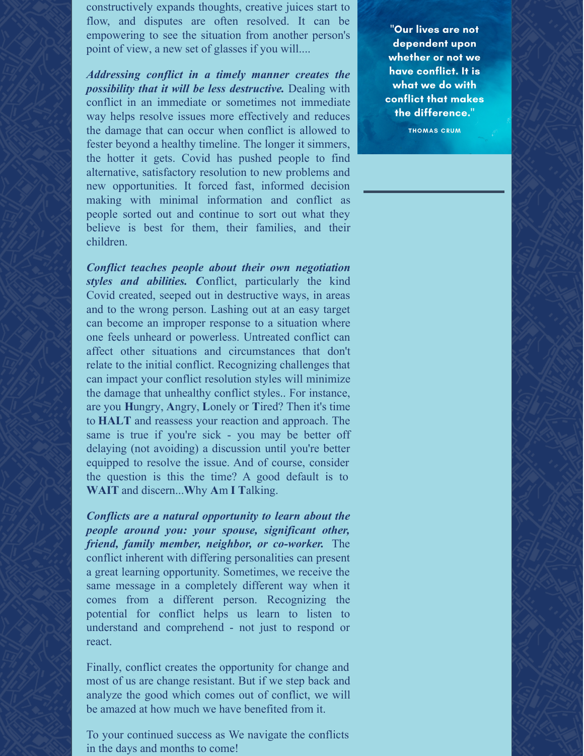constructively expands thoughts, creative juices start to flow, and disputes are often resolved. It can be empowering to see the situation from another person's point of view, a new set of glasses if you will....

***Addressing conflict in a timely manner creates the possibility that it will be less destructive.*** Dealing with conflict in an immediate or sometimes not immediate way helps resolve issues more effectively and reduces the damage that can occur when conflict is allowed to fester beyond a healthy timeline. The longer it simmers, the hotter it gets. Covid has pushed people to find alternative, satisfactory resolution to new problems and new opportunities. It forced fast, informed decision making with minimal information and conflict as people sorted out and continue to sort out what they believe is best for them, their families, and their children.

***Conflict teaches people about their own negotiation styles and abilities. C***onflict, particularly the kind Covid created, seeped out in destructive ways, in areas and to the wrong person. Lashing out at an easy target can become an improper response to a situation where one feels unheard or powerless. Untreated conflict can affect other situations and circumstances that don't relate to the initial conflict. Recognizing challenges that can impact your conflict resolution styles will minimize the damage that unhealthy conflict styles.. For instance, are you **H**ungry, **A**ngry, **L**onely or **T**ired? Then it's time to **HALT** and reassess your reaction and approach. The same is true if you're sick - you may be better off delaying (not avoiding) a discussion until you're better equipped to resolve the issue. And of course, consider the question is this the time? A good default is to **WAIT** and discern...**W**hy **A**m **I** **T**alking.

***Conflicts are a natural opportunity to learn about the people around you: your spouse, significant other, friend, family member, neighbor, or co-worker.*** The conflict inherent with differing personalities can present a great learning opportunity. Sometimes, we receive the same message in a completely different way when it comes from a different person. Recognizing the potential for conflict helps us learn to listen to understand and comprehend - not just to respond or react.

Finally, conflict creates the opportunity for change and most of us are change resistant. But if we step back and analyze the good which comes out of conflict, we will be amazed at how much we have benefited from it.

To your continued success as We navigate the conflicts in the days and months to come!

**"Our lives are not dependent upon whether or not we have conflict. It is what we do with conflict that makes the difference."**

THOMAS CRUM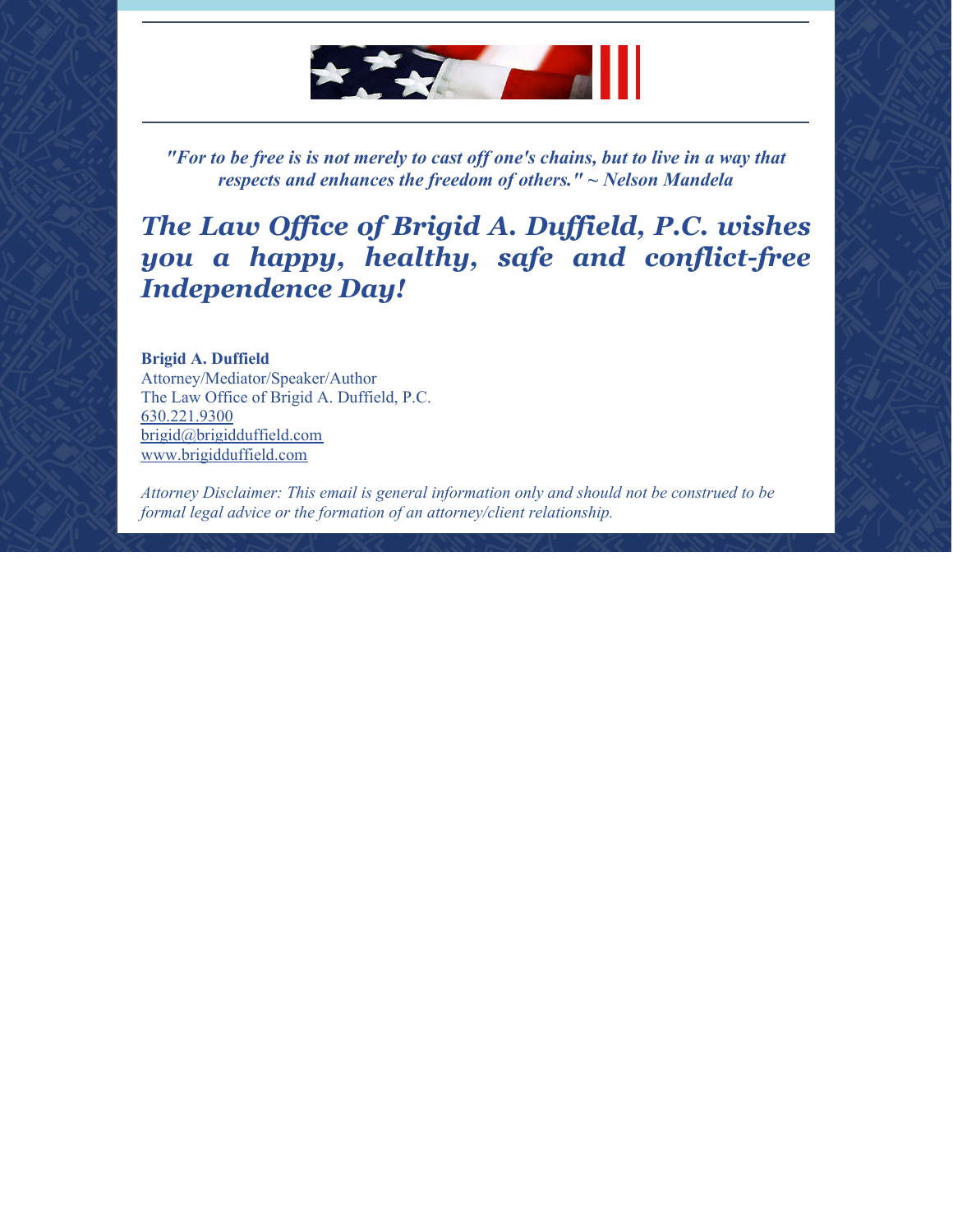***"For to be free is is not merely to cast off one's chains, but to live in a way that respects and enhances the freedom of others." ~ Nelson Mandela***

## *The Law Office of Brigid A. Duffield, P.C. wishes you a happy, healthy, safe and conflict-free Independence Day!*

**Brigid A. Duffield**
Attorney/Mediator/Speaker/Author
The Law Office of Brigid A. Duffield, P.C.
630.221.9300
brigid@brigidduffield.com
www.brigidduffield.com

*Attorney Disclaimer: This email is general information only and should not be construed to be formal legal advice or the formation of an attorney/client relationship.*